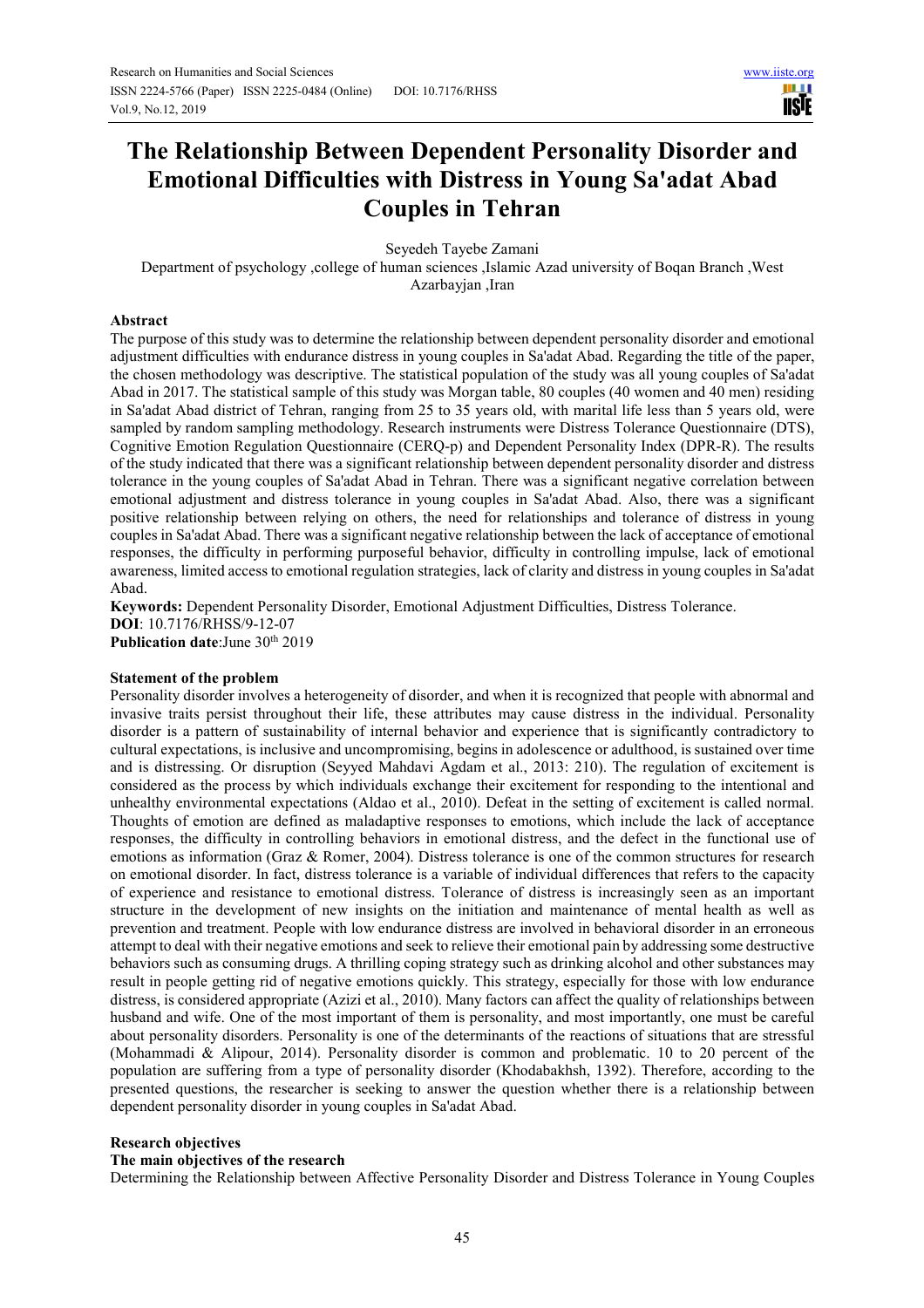# The Relationship Between Dependent Personality Disorder and Emotional Difficulties with Distress in Young Sa'adat Abad Couples in Tehran

Seyedeh Tayebe Zamani

Department of psychology ,college of human sciences ,Islamic Azad university of Boqan Branch ,West Azarbayjan ,Iran

**Abstract**

The purpose of this study was to determine the relationship between dependent personality disorder and emotional adjustment difficulties with endurance distress in young couples in Sa'adat Abad. Regarding the title of the paper, the chosen methodology was descriptive. The statistical population of the study was all young couples of Sa'adat Abad in 2017. The statistical sample of this study was Morgan table, 80 couples (40 women and 40 men) residing in Sa'adat Abad district of Tehran, ranging from 25 to 35 years old, with marital life less than 5 years old, were sampled by random sampling methodology. Research instruments were Distress Tolerance Questionnaire (DTS), Cognitive Emotion Regulation Questionnaire (CERQ-p) and Dependent Personality Index (DPR-R). The results of the study indicated that there was a significant relationship between dependent personality disorder and distress tolerance in the young couples of Sa'adat Abad in Tehran. There was a significant negative correlation between emotional adjustment and distress tolerance in young couples in Sa'adat Abad. Also, there was a significant positive relationship between relying on others, the need for relationships and tolerance of distress in young couples in Sa'adat Abad. There was a significant negative relationship between the lack of acceptance of emotional responses, the difficulty in performing purposeful behavior, difficulty in controlling impulse, lack of emotional awareness, limited access to emotional regulation strategies, lack of clarity and distress in young couples in Sa'adat Abad.

**Keywords:** Dependent Personality Disorder, Emotional Adjustment Difficulties, Distress Tolerance.

**DOI**: 10.7176/RHSS/9-12-07

**Publication date**:June 30th 2019

**Statement of the problem**

Personality disorder involves a heterogeneity of disorder, and when it is recognized that people with abnormal and invasive traits persist throughout their life, these attributes may cause distress in the individual. Personality disorder is a pattern of sustainability of internal behavior and experience that is significantly contradictory to cultural expectations, is inclusive and uncompromising, begins in adolescence or adulthood, is sustained over time and is distressing. Or disruption (Seyyed Mahdavi Agdam et al., 2013: 210). The regulation of excitement is considered as the process by which individuals exchange their excitement for responding to the intentional and unhealthy environmental expectations (Aldao et al., 2010). Defeat in the setting of excitement is called normal. Thoughts of emotion are defined as maladaptive responses to emotions, which include the lack of acceptance responses, the difficulty in controlling behaviors in emotional distress, and the defect in the functional use of emotions as information (Graz & Romer, 2004). Distress tolerance is one of the common structures for research on emotional disorder. In fact, distress tolerance is a variable of individual differences that refers to the capacity of experience and resistance to emotional distress. Tolerance of distress is increasingly seen as an important structure in the development of new insights on the initiation and maintenance of mental health as well as prevention and treatment. People with low endurance distress are involved in behavioral disorder in an erroneous attempt to deal with their negative emotions and seek to relieve their emotional pain by addressing some destructive behaviors such as consuming drugs. A thrilling coping strategy such as drinking alcohol and other substances may result in people getting rid of negative emotions quickly. This strategy, especially for those with low endurance distress, is considered appropriate (Azizi et al., 2010). Many factors can affect the quality of relationships between husband and wife. One of the most important of them is personality, and most importantly, one must be careful about personality disorders. Personality is one of the determinants of the reactions of situations that are stressful (Mohammadi & Alipour, 2014). Personality disorder is common and problematic. 10 to 20 percent of the population are suffering from a type of personality disorder (Khodabakhsh, 1392). Therefore, according to the presented questions, the researcher is seeking to answer the question whether there is a relationship between dependent personality disorder in young couples in Sa'adat Abad.

**Research objectives**

**The main objectives of the research**

Determining the Relationship between Affective Personality Disorder and Distress Tolerance in Young Couples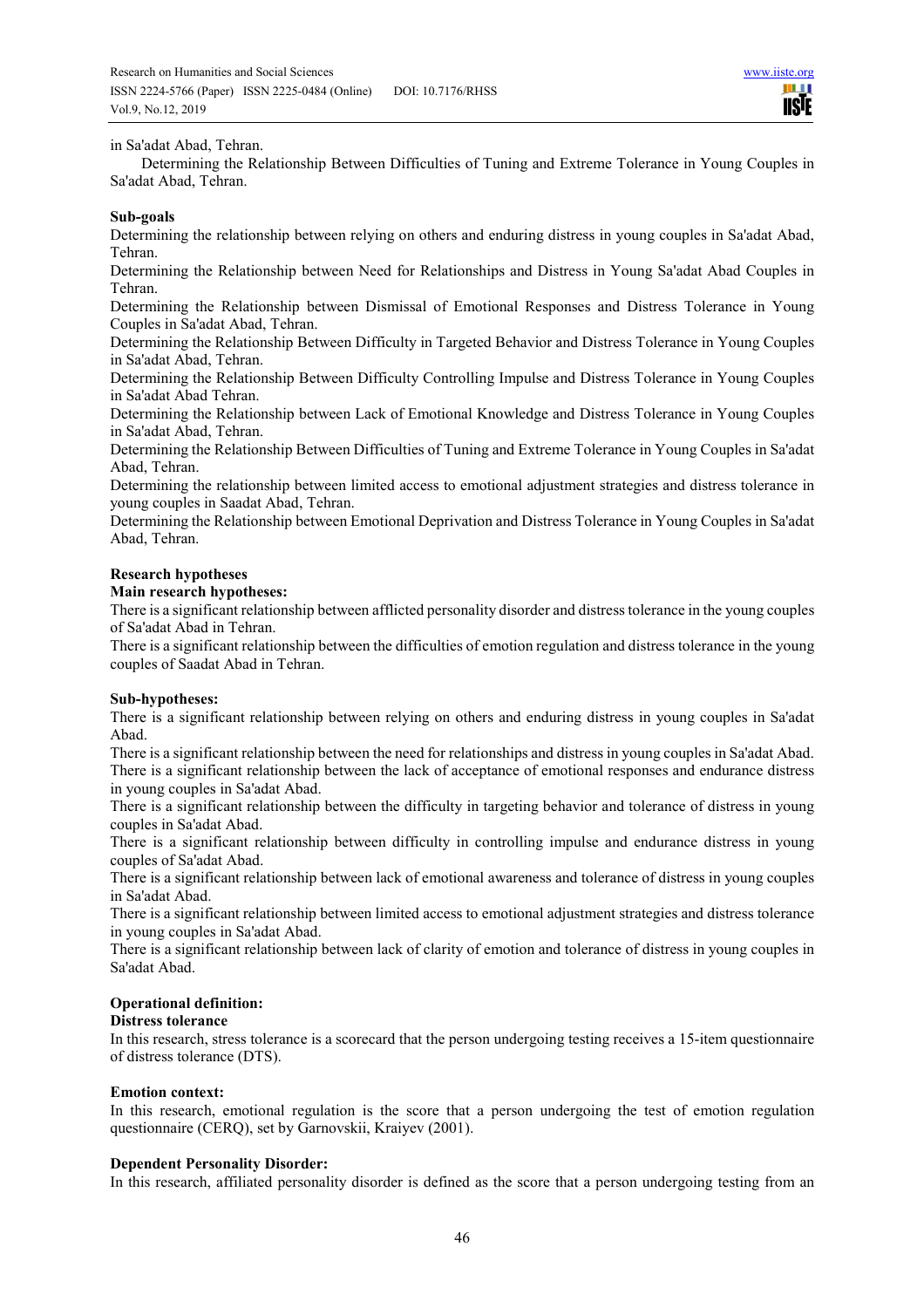in Sa'adat Abad, Tehran.

Determining the Relationship Between Difficulties of Tuning and Extreme Tolerance in Young Couples in Sa'adat Abad, Tehran.

**Sub-goals**

Determining the relationship between relying on others and enduring distress in young couples in Sa'adat Abad, Tehran.

Determining the Relationship between Need for Relationships and Distress in Young Sa'adat Abad Couples in Tehran.

Determining the Relationship between Dismissal of Emotional Responses and Distress Tolerance in Young Couples in Sa'adat Abad, Tehran.

Determining the Relationship Between Difficulty in Targeted Behavior and Distress Tolerance in Young Couples in Sa'adat Abad, Tehran.

Determining the Relationship Between Difficulty Controlling Impulse and Distress Tolerance in Young Couples in Sa'adat Abad Tehran.

Determining the Relationship between Lack of Emotional Knowledge and Distress Tolerance in Young Couples in Sa'adat Abad, Tehran.

Determining the Relationship Between Difficulties of Tuning and Extreme Tolerance in Young Couples in Sa'adat Abad, Tehran.

Determining the relationship between limited access to emotional adjustment strategies and distress tolerance in young couples in Saadat Abad, Tehran.

Determining the Relationship between Emotional Deprivation and Distress Tolerance in Young Couples in Sa'adat Abad, Tehran.

**Research hypotheses**

**Main research hypotheses:**

There is a significant relationship between afflicted personality disorder and distress tolerance in the young couples of Sa'adat Abad in Tehran.

There is a significant relationship between the difficulties of emotion regulation and distress tolerance in the young couples of Saadat Abad in Tehran.

**Sub-hypotheses:**

There is a significant relationship between relying on others and enduring distress in young couples in Sa'adat Abad.

There is a significant relationship between the need for relationships and distress in young couples in Sa'adat Abad.

There is a significant relationship between the lack of acceptance of emotional responses and endurance distress in young couples in Sa'adat Abad.

There is a significant relationship between the difficulty in targeting behavior and tolerance of distress in young couples in Sa'adat Abad.

There is a significant relationship between difficulty in controlling impulse and endurance distress in young couples of Sa'adat Abad.

There is a significant relationship between lack of emotional awareness and tolerance of distress in young couples in Sa'adat Abad.

There is a significant relationship between limited access to emotional adjustment strategies and distress tolerance in young couples in Sa'adat Abad.

There is a significant relationship between lack of clarity of emotion and tolerance of distress in young couples in Sa'adat Abad.

**Operational definition:**

**Distress tolerance**

In this research, stress tolerance is a scorecard that the person undergoing testing receives a 15-item questionnaire of distress tolerance (DTS).

**Emotion context:**

In this research, emotional regulation is the score that a person undergoing the test of emotion regulation questionnaire (CERQ), set by Garnovskii, Kraiyev (2001).

**Dependent Personality Disorder:**

In this research, affiliated personality disorder is defined as the score that a person undergoing testing from an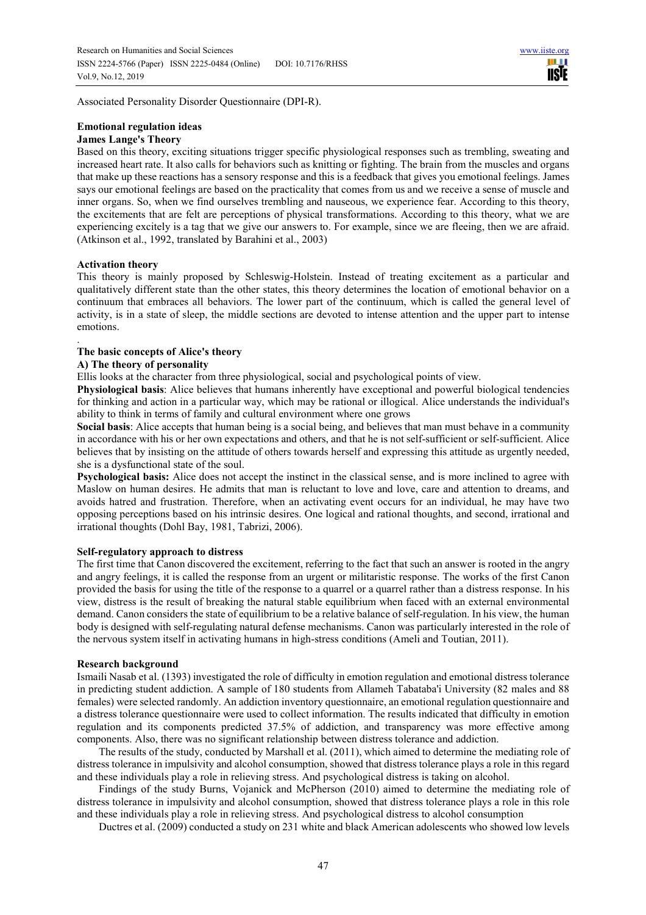Associated Personality Disorder Questionnaire (DPI-R).

## Emotional regulation ideas

### James Lange's Theory

Based on this theory, exciting situations trigger specific physiological responses such as trembling, sweating and increased heart rate. It also calls for behaviors such as knitting or fighting. The brain from the muscles and organs that make up these reactions has a sensory response and this is a feedback that gives you emotional feelings. James says our emotional feelings are based on the practicality that comes from us and we receive a sense of muscle and inner organs. So, when we find ourselves trembling and nauseous, we experience fear. According to this theory, the excitements that are felt are perceptions of physical transformations. According to this theory, what we are experiencing excitely is a tag that we give our answers to. For example, since we are fleeing, then we are afraid. (Atkinson et al., 1992, translated by Barahini et al., 2003)

### Activation theory

This theory is mainly proposed by Schleswig-Holstein. Instead of treating excitement as a particular and qualitatively different state than the other states, this theory determines the location of emotional behavior on a continuum that embraces all behaviors. The lower part of the continuum, which is called the general level of activity, is in a state of sleep, the middle sections are devoted to intense attention and the upper part to intense emotions.

.

### The basic concepts of Alice's theory

#### A) The theory of personality

Ellis looks at the character from three physiological, social and psychological points of view.

**Physiological basis**: Alice believes that humans inherently have exceptional and powerful biological tendencies for thinking and action in a particular way, which may be rational or illogical. Alice understands the individual's ability to think in terms of family and cultural environment where one grows

**Social basis**: Alice accepts that human being is a social being, and believes that man must behave in a community in accordance with his or her own expectations and others, and that he is not self-sufficient or self-sufficient. Alice believes that by insisting on the attitude of others towards herself and expressing this attitude as urgently needed, she is a dysfunctional state of the soul.

**Psychological basis:** Alice does not accept the instinct in the classical sense, and is more inclined to agree with Maslow on human desires. He admits that man is reluctant to love and love, care and attention to dreams, and avoids hatred and frustration. Therefore, when an activating event occurs for an individual, he may have two opposing perceptions based on his intrinsic desires. One logical and rational thoughts, and second, irrational and irrational thoughts (Dohl Bay, 1981, Tabrizi, 2006).

### Self-regulatory approach to distress

The first time that Canon discovered the excitement, referring to the fact that such an answer is rooted in the angry and angry feelings, it is called the response from an urgent or militaristic response. The works of the first Canon provided the basis for using the title of the response to a quarrel or a quarrel rather than a distress response. In his view, distress is the result of breaking the natural stable equilibrium when faced with an external environmental demand. Canon considers the state of equilibrium to be a relative balance of self-regulation. In his view, the human body is designed with self-regulating natural defense mechanisms. Canon was particularly interested in the role of the nervous system itself in activating humans in high-stress conditions (Ameli and Toutian, 2011).

## Research background

Ismaili Nasab et al. (1393) investigated the role of difficulty in emotion regulation and emotional distress tolerance in predicting student addiction. A sample of 180 students from Allameh Tabataba'i University (82 males and 88 females) were selected randomly. An addiction inventory questionnaire, an emotional regulation questionnaire and a distress tolerance questionnaire were used to collect information. The results indicated that difficulty in emotion regulation and its components predicted 37.5% of addiction, and transparency was more effective among components. Also, there was no significant relationship between distress tolerance and addiction.

The results of the study, conducted by Marshall et al. (2011), which aimed to determine the mediating role of distress tolerance in impulsivity and alcohol consumption, showed that distress tolerance plays a role in this regard and these individuals play a role in relieving stress. And psychological distress is taking on alcohol.

Findings of the study Burns, Vojanick and McPherson (2010) aimed to determine the mediating role of distress tolerance in impulsivity and alcohol consumption, showed that distress tolerance plays a role in this role and these individuals play a role in relieving stress. And psychological distress to alcohol consumption

Ductres et al. (2009) conducted a study on 231 white and black American adolescents who showed low levels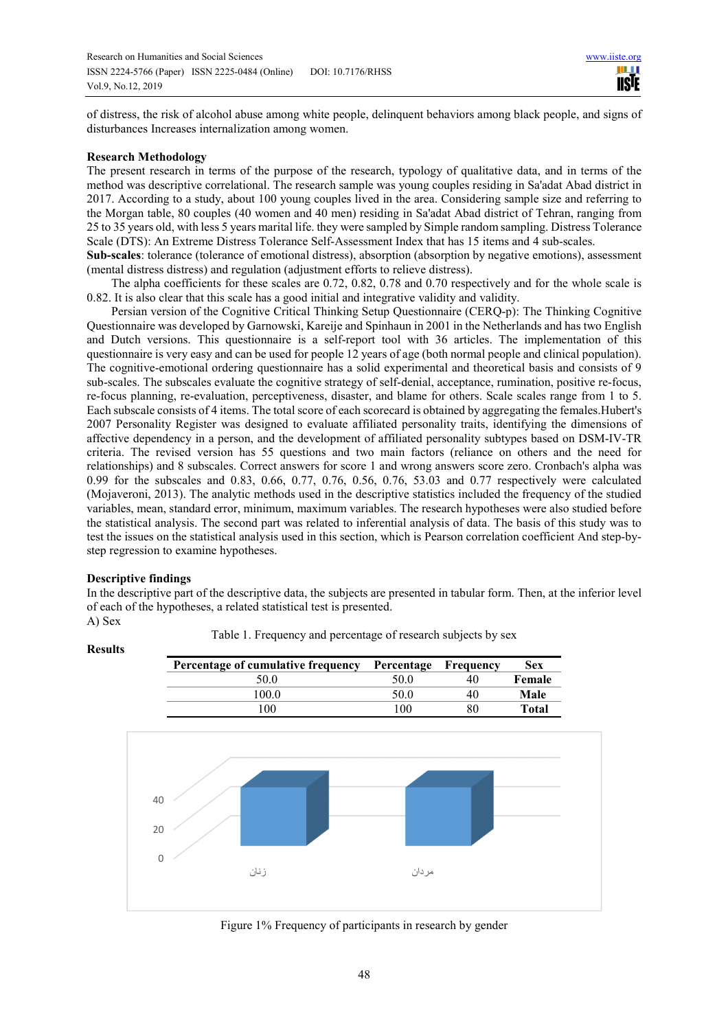of distress, the risk of alcohol abuse among white people, delinquent behaviors among black people, and signs of disturbances Increases internalization among women.

## Research Methodology

The present research in terms of the purpose of the research, typology of qualitative data, and in terms of the method was descriptive correlational. The research sample was young couples residing in Sa'adat Abad district in 2017. According to a study, about 100 young couples lived in the area. Considering sample size and referring to the Morgan table, 80 couples (40 women and 40 men) residing in Sa'adat Abad district of Tehran, ranging from 25 to 35 years old, with less 5 years marital life. they were sampled by Simple random sampling. Distress Tolerance Scale (DTS): An Extreme Distress Tolerance Self-Assessment Index that has 15 items and 4 sub-scales.

**Sub-scales**: tolerance (tolerance of emotional distress), absorption (absorption by negative emotions), assessment (mental distress distress) and regulation (adjustment efforts to relieve distress).

The alpha coefficients for these scales are 0.72, 0.82, 0.78 and 0.70 respectively and for the whole scale is 0.82. It is also clear that this scale has a good initial and integrative validity and validity.

Persian version of the Cognitive Critical Thinking Setup Questionnaire (CERQ-p): The Thinking Cognitive Questionnaire was developed by Garnowski, Kareije and Spinhaun in 2001 in the Netherlands and has two English and Dutch versions. This questionnaire is a self-report tool with 36 articles. The implementation of this questionnaire is very easy and can be used for people 12 years of age (both normal people and clinical population). The cognitive-emotional ordering questionnaire has a solid experimental and theoretical basis and consists of 9 sub-scales. The subscales evaluate the cognitive strategy of self-denial, acceptance, rumination, positive re-focus, re-focus planning, re-evaluation, perceptiveness, disaster, and blame for others. Scale scales range from 1 to 5. Each subscale consists of 4 items. The total score of each scorecard is obtained by aggregating the females.Hubert's 2007 Personality Register was designed to evaluate affiliated personality traits, identifying the dimensions of affective dependency in a person, and the development of affiliated personality subtypes based on DSM-IV-TR criteria. The revised version has 55 questions and two main factors (reliance on others and the need for relationships) and 8 subscales. Correct answers for score 1 and wrong answers score zero. Cronbach's alpha was 0.99 for the subscales and 0.83, 0.66, 0.77, 0.76, 0.56, 0.76, 53.03 and 0.77 respectively were calculated (Mojaveroni, 2013). The analytic methods used in the descriptive statistics included the frequency of the studied variables, mean, standard error, minimum, maximum variables. The research hypotheses were also studied before the statistical analysis. The second part was related to inferential analysis of data. The basis of this study was to test the issues on the statistical analysis used in this section, which is Pearson correlation coefficient And step-by-step regression to examine hypotheses.

## Descriptive findings

In the descriptive part of the descriptive data, the subjects are presented in tabular form. Then, at the inferior level of each of the hypotheses, a related statistical test is presented.

A) Sex

**Results**

Table 1. Frequency and percentage of research subjects by sex

| Percentage of cumulative frequency | Percentage | Frequency | Sex |
|---|---|---|---|
| 50.0 | 50.0 | 40 | **Female** |
| 100.0 | 50.0 | 40 | **Male** |
| 100 | 100 | 80 | **Total** |

Figure 1% Frequency of participants in research by gender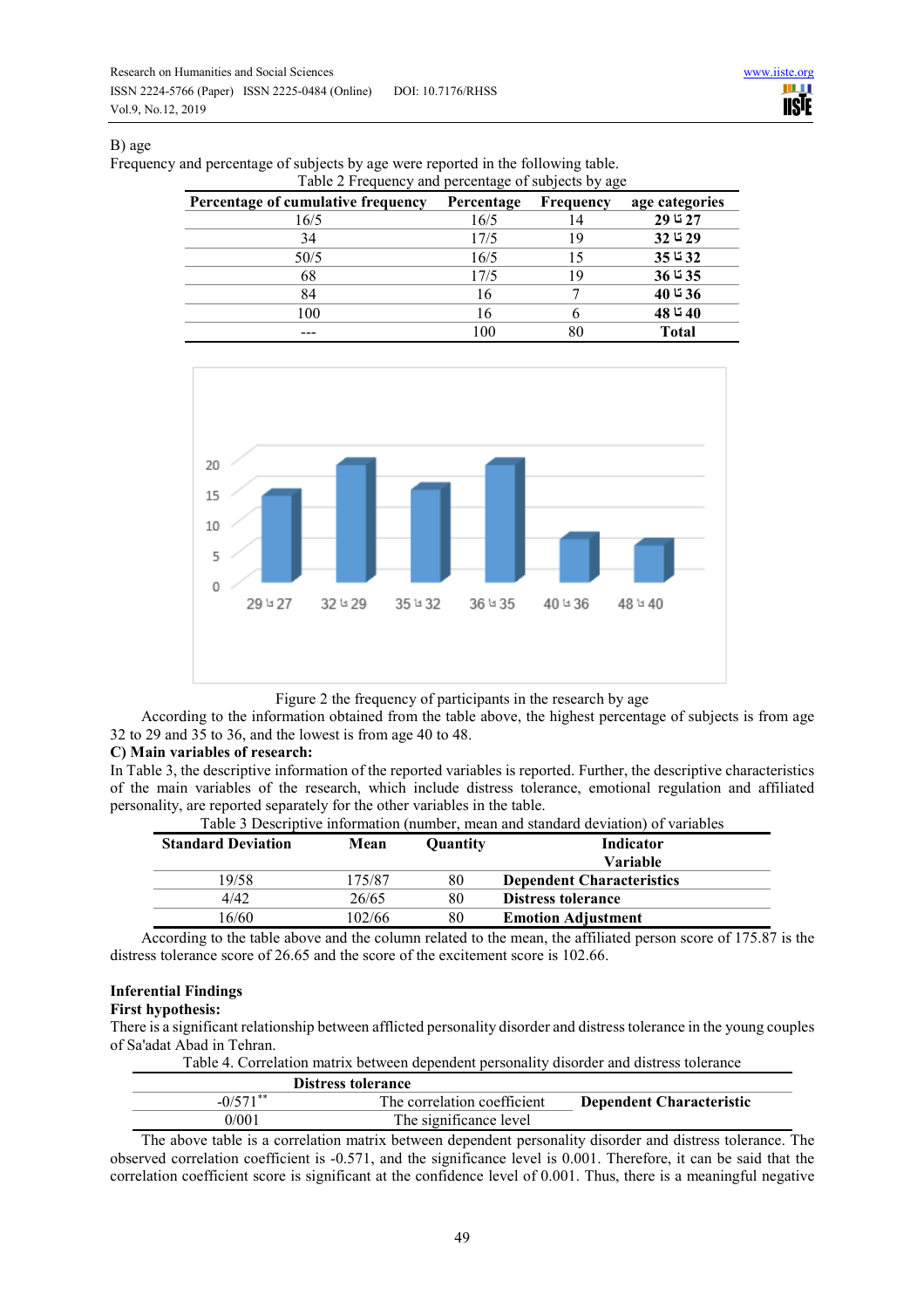B) age

Frequency and percentage of subjects by age were reported in the following table.

Table 2 Frequency and percentage of subjects by age

| Percentage of cumulative frequency | Percentage | Frequency | age categories |
|---|---|---|---|
| 16/5 | 16/5 | 14 | **29 تا 27** |
| 34 | 17/5 | 19 | **32 تا 29** |
| 50/5 | 16/5 | 15 | **35 تا 32** |
| 68 | 17/5 | 19 | **36 تا 35** |
| 84 | 16 | 7 | **40 تا 36** |
| 100 | 16 | 6 | **48 تا 40** |
| --- | 100 | 80 | **Total** |

Figure 2 the frequency of participants in the research by age

According to the information obtained from the table above, the highest percentage of subjects is from age 32 to 29 and 35 to 36, and the lowest is from age 40 to 48.

**C) Main variables of research:**

In Table 3, the descriptive information of the reported variables is reported. Further, the descriptive characteristics of the main variables of the research, which include distress tolerance, emotional regulation and affiliated personality, are reported separately for the other variables in the table.

Table 3 Descriptive information (number, mean and standard deviation) of variables

| Standard Deviation | Mean | Quantity | Indicator Variable |
|---|---|---|---|
| 19/58 | 175/87 | 80 | **Dependent Characteristics** |
| 4/42 | 26/65 | 80 | **Distress tolerance** |
| 16/60 | 102/66 | 80 | **Emotion Adjustment** |

According to the table above and the column related to the mean, the affiliated person score of 175.87 is the distress tolerance score of 26.65 and the score of the excitement score is 102.66.

**Inferential Findings**

**First hypothesis:**

There is a significant relationship between afflicted personality disorder and distress tolerance in the young couples of Sa'adat Abad in Tehran.

Table 4. Correlation matrix between dependent personality disorder and distress tolerance

| Distress tolerance | | |
|---|---|---|
| -0/571** | The correlation coefficient | **Dependent Characteristic** |
| 0/001 | The significance level | |

The above table is a correlation matrix between dependent personality disorder and distress tolerance. The observed correlation coefficient is -0.571, and the significance level is 0.001. Therefore, it can be said that the correlation coefficient score is significant at the confidence level of 0.001. Thus, there is a meaningful negative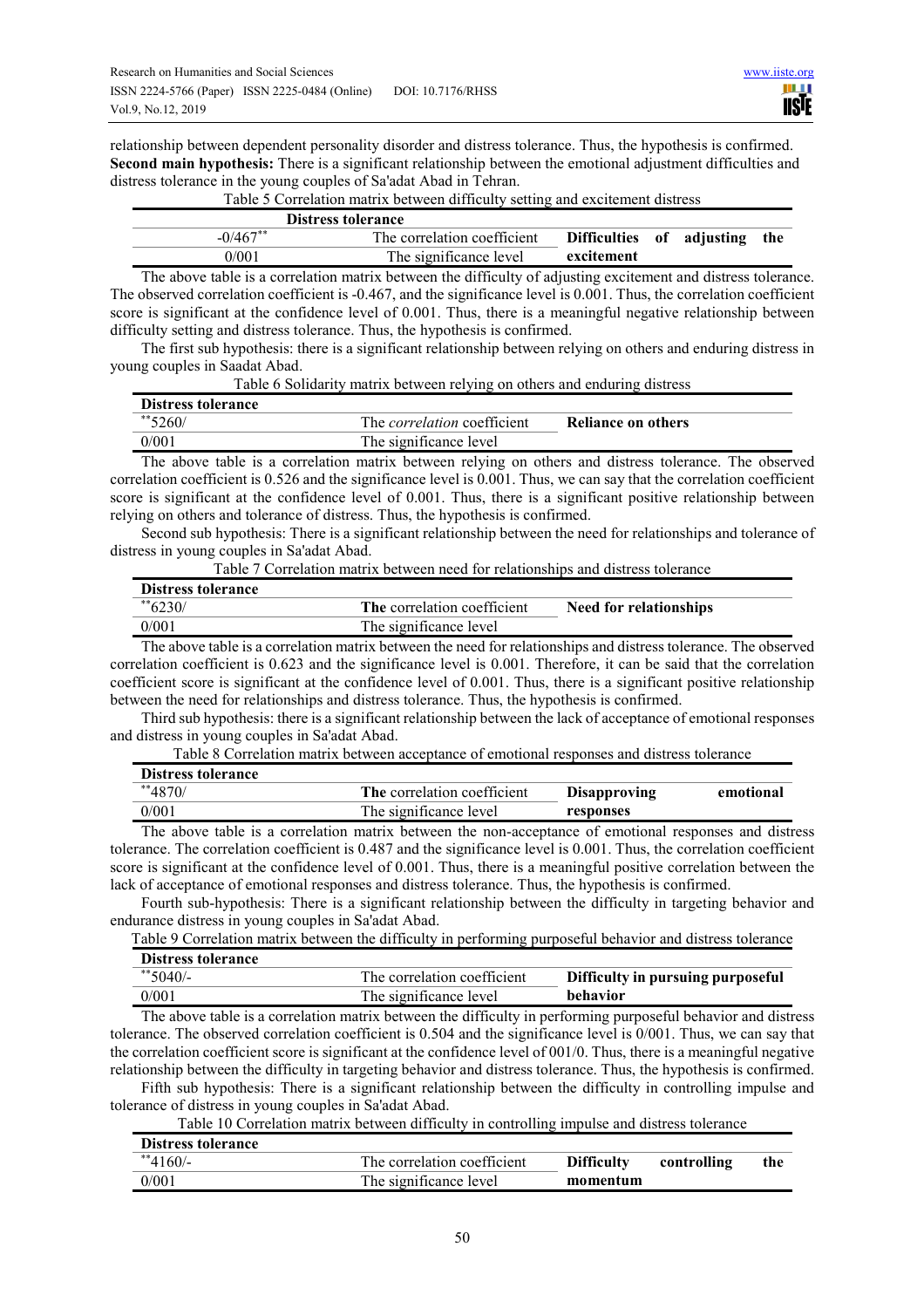relationship between dependent personality disorder and distress tolerance. Thus, the hypothesis is confirmed.

**Second main hypothesis:** There is a significant relationship between the emotional adjustment difficulties and distress tolerance in the young couples of Sa'adat Abad in Tehran.

Table 5 Correlation matrix between difficulty setting and excitement distress

| Distress tolerance | | |
|---|---|---|
| -0/467** | The correlation coefficient | **Difficulties of adjusting the excitement** |
| 0/001 | The significance level | |

The above table is a correlation matrix between the difficulty of adjusting excitement and distress tolerance. The observed correlation coefficient is -0.467, and the significance level is 0.001. Thus, the correlation coefficient score is significant at the confidence level of 0.001. Thus, there is a meaningful negative relationship between difficulty setting and distress tolerance. Thus, the hypothesis is confirmed.

The first sub hypothesis: there is a significant relationship between relying on others and enduring distress in young couples in Saadat Abad.

Table 6 Solidarity matrix between relying on others and enduring distress

| Distress tolerance | | |
|---|---|---|
| **5260/ | The *correlation* coefficient | **Reliance on others** |
| 0/001 | The significance level | |

The above table is a correlation matrix between relying on others and distress tolerance. The observed correlation coefficient is 0.526 and the significance level is 0.001. Thus, we can say that the correlation coefficient score is significant at the confidence level of 0.001. Thus, there is a significant positive relationship between relying on others and tolerance of distress. Thus, the hypothesis is confirmed.

Second sub hypothesis: There is a significant relationship between the need for relationships and tolerance of distress in young couples in Sa'adat Abad.

Table 7 Correlation matrix between need for relationships and distress tolerance

| Distress tolerance | | |
|---|---|---|
| **6230/ | **The** correlation coefficient | **Need for relationships** |
| 0/001 | The significance level | |

The above table is a correlation matrix between the need for relationships and distress tolerance. The observed correlation coefficient is 0.623 and the significance level is 0.001. Therefore, it can be said that the correlation coefficient score is significant at the confidence level of 0.001. Thus, there is a significant positive relationship between the need for relationships and distress tolerance. Thus, the hypothesis is confirmed.

Third sub hypothesis: there is a significant relationship between the lack of acceptance of emotional responses and distress in young couples in Sa'adat Abad.

Table 8 Correlation matrix between acceptance of emotional responses and distress tolerance

| Distress tolerance | | |
|---|---|---|
| **4870/ | **The** correlation coefficient | **Disapproving emotional responses** |
| 0/001 | The significance level | |

The above table is a correlation matrix between the non-acceptance of emotional responses and distress tolerance. The correlation coefficient is 0.487 and the significance level is 0.001. Thus, the correlation coefficient score is significant at the confidence level of 0.001. Thus, there is a meaningful positive correlation between the lack of acceptance of emotional responses and distress tolerance. Thus, the hypothesis is confirmed.

Fourth sub-hypothesis: There is a significant relationship between the difficulty in targeting behavior and endurance distress in young couples in Sa'adat Abad.

Table 9 Correlation matrix between the difficulty in performing purposeful behavior and distress tolerance

| Distress tolerance | | |
|---|---|---|
| **5040/- | The correlation coefficient | **Difficulty in pursuing purposeful behavior** |
| 0/001 | The significance level | |

The above table is a correlation matrix between the difficulty in performing purposeful behavior and distress tolerance. The observed correlation coefficient is 0.504 and the significance level is 0/001. Thus, we can say that the correlation coefficient score is significant at the confidence level of 001/0. Thus, there is a meaningful negative relationship between the difficulty in targeting behavior and distress tolerance. Thus, the hypothesis is confirmed.

Fifth sub hypothesis: There is a significant relationship between the difficulty in controlling impulse and tolerance of distress in young couples in Sa'adat Abad.

Table 10 Correlation matrix between difficulty in controlling impulse and distress tolerance

| Distress tolerance | | |
|---|---|---|
| **4160/- | The correlation coefficient | **Difficulty controlling the momentum** |
| 0/001 | The significance level | |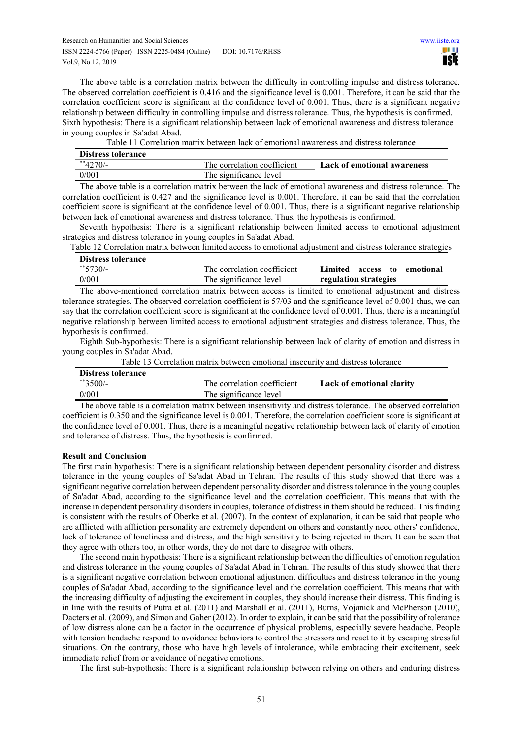The above table is a correlation matrix between the difficulty in controlling impulse and distress tolerance. The observed correlation coefficient is 0.416 and the significance level is 0.001. Therefore, it can be said that the correlation coefficient score is significant at the confidence level of 0.001. Thus, there is a significant negative relationship between difficulty in controlling impulse and distress tolerance. Thus, the hypothesis is confirmed.

Sixth hypothesis: There is a significant relationship between lack of emotional awareness and distress tolerance in young couples in Sa'adat Abad.

Table 11 Correlation matrix between lack of emotional awareness and distress tolerance

| Distress tolerance | | |
|---|---|---|
| **4270/- | The correlation coefficient | **Lack of emotional awareness** |
| 0/001 | The significance level | |

The above table is a correlation matrix between the lack of emotional awareness and distress tolerance. The correlation coefficient is 0.427 and the significance level is 0.001. Therefore, it can be said that the correlation coefficient score is significant at the confidence level of 0.001. Thus, there is a significant negative relationship between lack of emotional awareness and distress tolerance. Thus, the hypothesis is confirmed.

Seventh hypothesis: There is a significant relationship between limited access to emotional adjustment strategies and distress tolerance in young couples in Sa'adat Abad.

Table 12 Correlation matrix between limited access to emotional adjustment and distress tolerance strategies

| Distress tolerance | | |
|---|---|---|
| **5730/- | The correlation coefficient | **Limited access to emotional regulation strategies** |
| 0/001 | The significance level | |

The above-mentioned correlation matrix between access is limited to emotional adjustment and distress tolerance strategies. The observed correlation coefficient is 57/03 and the significance level of 0.001 thus, we can say that the correlation coefficient score is significant at the confidence level of 0.001. Thus, there is a meaningful negative relationship between limited access to emotional adjustment strategies and distress tolerance. Thus, the hypothesis is confirmed.

Eighth Sub-hypothesis: There is a significant relationship between lack of clarity of emotion and distress in young couples in Sa'adat Abad.

Table 13 Correlation matrix between emotional insecurity and distress tolerance

| Distress tolerance | | |
|---|---|---|
| **3500/- | The correlation coefficient | **Lack of emotional clarity** |
| 0/001 | The significance level | |

The above table is a correlation matrix between insensitivity and distress tolerance. The observed correlation coefficient is 0.350 and the significance level is 0.001. Therefore, the correlation coefficient score is significant at the confidence level of 0.001. Thus, there is a meaningful negative relationship between lack of clarity of emotion and tolerance of distress. Thus, the hypothesis is confirmed.

**Result and Conclusion**

The first main hypothesis: There is a significant relationship between dependent personality disorder and distress tolerance in the young couples of Sa'adat Abad in Tehran. The results of this study showed that there was a significant negative correlation between dependent personality disorder and distress tolerance in the young couples of Sa'adat Abad, according to the significance level and the correlation coefficient. This means that with the increase in dependent personality disorders in couples, tolerance of distress in them should be reduced. This finding is consistent with the results of Oberke et al. (2007). In the context of explanation, it can be said that people who are afflicted with affliction personality are extremely dependent on others and constantly need others' confidence, lack of tolerance of loneliness and distress, and the high sensitivity to being rejected in them. It can be seen that they agree with others too, in other words, they do not dare to disagree with others.

The second main hypothesis: There is a significant relationship between the difficulties of emotion regulation and distress tolerance in the young couples of Sa'adat Abad in Tehran. The results of this study showed that there is a significant negative correlation between emotional adjustment difficulties and distress tolerance in the young couples of Sa'adat Abad, according to the significance level and the correlation coefficient. This means that with the increasing difficulty of adjusting the excitement in couples, they should increase their distress. This finding is in line with the results of Putra et al. (2011) and Marshall et al. (2011), Burns, Vojanick and McPherson (2010), Dacters et al. (2009), and Simon and Gaher (2012). In order to explain, it can be said that the possibility of tolerance of low distress alone can be a factor in the occurrence of physical problems, especially severe headache. People with tension headache respond to avoidance behaviors to control the stressors and react to it by escaping stressful situations. On the contrary, those who have high levels of intolerance, while embracing their excitement, seek immediate relief from or avoidance of negative emotions.

The first sub-hypothesis: There is a significant relationship between relying on others and enduring distress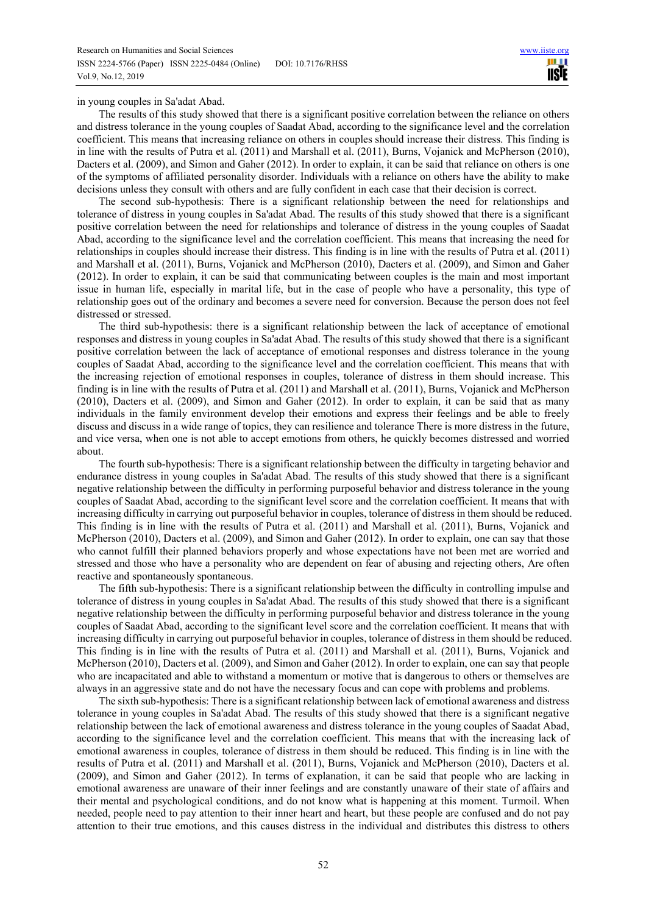in young couples in Sa'adat Abad.

The results of this study showed that there is a significant positive correlation between the reliance on others and distress tolerance in the young couples of Saadat Abad, according to the significance level and the correlation coefficient. This means that increasing reliance on others in couples should increase their distress. This finding is in line with the results of Putra et al. (2011) and Marshall et al. (2011), Burns, Vojanick and McPherson (2010), Dacters et al. (2009), and Simon and Gaher (2012). In order to explain, it can be said that reliance on others is one of the symptoms of affiliated personality disorder. Individuals with a reliance on others have the ability to make decisions unless they consult with others and are fully confident in each case that their decision is correct.

The second sub-hypothesis: There is a significant relationship between the need for relationships and tolerance of distress in young couples in Sa'adat Abad. The results of this study showed that there is a significant positive correlation between the need for relationships and tolerance of distress in the young couples of Saadat Abad, according to the significance level and the correlation coefficient. This means that increasing the need for relationships in couples should increase their distress. This finding is in line with the results of Putra et al. (2011) and Marshall et al. (2011), Burns, Vojanick and McPherson (2010), Dacters et al. (2009), and Simon and Gaher (2012). In order to explain, it can be said that communicating between couples is the main and most important issue in human life, especially in marital life, but in the case of people who have a personality, this type of relationship goes out of the ordinary and becomes a severe need for conversion. Because the person does not feel distressed or stressed.

The third sub-hypothesis: there is a significant relationship between the lack of acceptance of emotional responses and distress in young couples in Sa'adat Abad. The results of this study showed that there is a significant positive correlation between the lack of acceptance of emotional responses and distress tolerance in the young couples of Saadat Abad, according to the significance level and the correlation coefficient. This means that with the increasing rejection of emotional responses in couples, tolerance of distress in them should increase. This finding is in line with the results of Putra et al. (2011) and Marshall et al. (2011), Burns, Vojanick and McPherson (2010), Dacters et al. (2009), and Simon and Gaher (2012). In order to explain, it can be said that as many individuals in the family environment develop their emotions and express their feelings and be able to freely discuss and discuss in a wide range of topics, they can resilience and tolerance There is more distress in the future, and vice versa, when one is not able to accept emotions from others, he quickly becomes distressed and worried about.

The fourth sub-hypothesis: There is a significant relationship between the difficulty in targeting behavior and endurance distress in young couples in Sa'adat Abad. The results of this study showed that there is a significant negative relationship between the difficulty in performing purposeful behavior and distress tolerance in the young couples of Saadat Abad, according to the significant level score and the correlation coefficient. It means that with increasing difficulty in carrying out purposeful behavior in couples, tolerance of distress in them should be reduced. This finding is in line with the results of Putra et al. (2011) and Marshall et al. (2011), Burns, Vojanick and McPherson (2010), Dacters et al. (2009), and Simon and Gaher (2012). In order to explain, one can say that those who cannot fulfill their planned behaviors properly and whose expectations have not been met are worried and stressed and those who have a personality who are dependent on fear of abusing and rejecting others, Are often reactive and spontaneously spontaneous.

The fifth sub-hypothesis: There is a significant relationship between the difficulty in controlling impulse and tolerance of distress in young couples in Sa'adat Abad. The results of this study showed that there is a significant negative relationship between the difficulty in performing purposeful behavior and distress tolerance in the young couples of Saadat Abad, according to the significant level score and the correlation coefficient. It means that with increasing difficulty in carrying out purposeful behavior in couples, tolerance of distress in them should be reduced. This finding is in line with the results of Putra et al. (2011) and Marshall et al. (2011), Burns, Vojanick and McPherson (2010), Dacters et al. (2009), and Simon and Gaher (2012). In order to explain, one can say that people who are incapacitated and able to withstand a momentum or motive that is dangerous to others or themselves are always in an aggressive state and do not have the necessary focus and can cope with problems and problems.

The sixth sub-hypothesis: There is a significant relationship between lack of emotional awareness and distress tolerance in young couples in Sa'adat Abad. The results of this study showed that there is a significant negative relationship between the lack of emotional awareness and distress tolerance in the young couples of Saadat Abad, according to the significance level and the correlation coefficient. This means that with the increasing lack of emotional awareness in couples, tolerance of distress in them should be reduced. This finding is in line with the results of Putra et al. (2011) and Marshall et al. (2011), Burns, Vojanick and McPherson (2010), Dacters et al. (2009), and Simon and Gaher (2012). In terms of explanation, it can be said that people who are lacking in emotional awareness are unaware of their inner feelings and are constantly unaware of their state of affairs and their mental and psychological conditions, and do not know what is happening at this moment. Turmoil. When needed, people need to pay attention to their inner heart and heart, but these people are confused and do not pay attention to their true emotions, and this causes distress in the individual and distributes this distress to others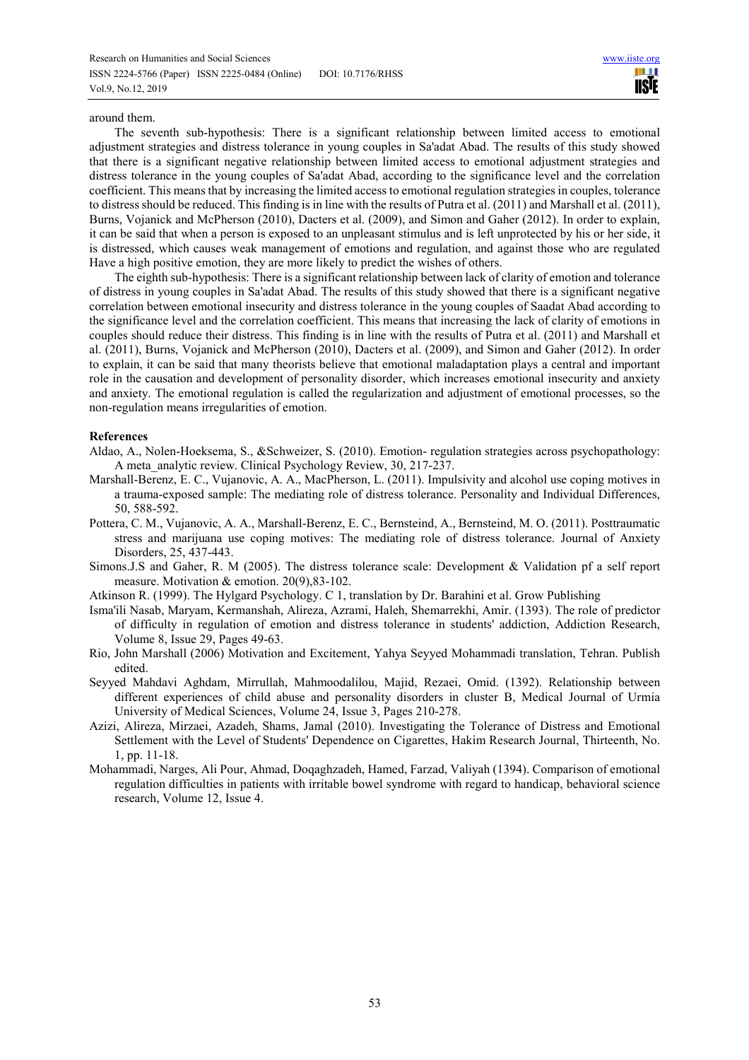around them.

The seventh sub-hypothesis: There is a significant relationship between limited access to emotional adjustment strategies and distress tolerance in young couples in Sa'adat Abad. The results of this study showed that there is a significant negative relationship between limited access to emotional adjustment strategies and distress tolerance in the young couples of Sa'adat Abad, according to the significance level and the correlation coefficient. This means that by increasing the limited access to emotional regulation strategies in couples, tolerance to distress should be reduced. This finding is in line with the results of Putra et al. (2011) and Marshall et al. (2011), Burns, Vojanick and McPherson (2010), Dacters et al. (2009), and Simon and Gaher (2012). In order to explain, it can be said that when a person is exposed to an unpleasant stimulus and is left unprotected by his or her side, it is distressed, which causes weak management of emotions and regulation, and against those who are regulated Have a high positive emotion, they are more likely to predict the wishes of others.

The eighth sub-hypothesis: There is a significant relationship between lack of clarity of emotion and tolerance of distress in young couples in Sa'adat Abad. The results of this study showed that there is a significant negative correlation between emotional insecurity and distress tolerance in the young couples of Saadat Abad according to the significance level and the correlation coefficient. This means that increasing the lack of clarity of emotions in couples should reduce their distress. This finding is in line with the results of Putra et al. (2011) and Marshall et al. (2011), Burns, Vojanick and McPherson (2010), Dacters et al. (2009), and Simon and Gaher (2012). In order to explain, it can be said that many theorists believe that emotional maladaptation plays a central and important role in the causation and development of personality disorder, which increases emotional insecurity and anxiety and anxiety. The emotional regulation is called the regularization and adjustment of emotional processes, so the non-regulation means irregularities of emotion.

**References**

Aldao, A., Nolen-Hoeksema, S., &Schweizer, S. (2010). Emotion- regulation strategies across psychopathology: A meta_analytic review. Clinical Psychology Review, 30, 217-237.

Marshall-Berenz, E. C., Vujanovic, A. A., MacPherson, L. (2011). Impulsivity and alcohol use coping motives in a trauma-exposed sample: The mediating role of distress tolerance. Personality and Individual Differences, 50, 588-592.

Pottera, C. M., Vujanovic, A. A., Marshall-Berenz, E. C., Bernsteind, A., Bernsteind, M. O. (2011). Posttraumatic stress and marijuana use coping motives: The mediating role of distress tolerance. Journal of Anxiety Disorders, 25, 437-443.

Simons.J.S and Gaher, R. M (2005). The distress tolerance scale: Development & Validation pf a self report measure. Motivation & emotion. 20(9),83-102.

Atkinson R. (1999). The Hylgard Psychology. C 1, translation by Dr. Barahini et al. Grow Publishing

Isma'ili Nasab, Maryam, Kermanshah, Alireza, Azrami, Haleh, Shemarrekhi, Amir. (1393). The role of predictor of difficulty in regulation of emotion and distress tolerance in students' addiction, Addiction Research, Volume 8, Issue 29, Pages 49-63.

Rio, John Marshall (2006) Motivation and Excitement, Yahya Seyyed Mohammadi translation, Tehran. Publish edited.

Seyyed Mahdavi Aghdam, Mirrullah, Mahmoodalilou, Majid, Rezaei, Omid. (1392). Relationship between different experiences of child abuse and personality disorders in cluster B, Medical Journal of Urmia University of Medical Sciences, Volume 24, Issue 3, Pages 210-278.

Azizi, Alireza, Mirzaei, Azadeh, Shams, Jamal (2010). Investigating the Tolerance of Distress and Emotional Settlement with the Level of Students' Dependence on Cigarettes, Hakim Research Journal, Thirteenth, No. 1, pp. 11-18.

Mohammadi, Narges, Ali Pour, Ahmad, Doqaghzadeh, Hamed, Farzad, Valiyah (1394). Comparison of emotional regulation difficulties in patients with irritable bowel syndrome with regard to handicap, behavioral science research, Volume 12, Issue 4.